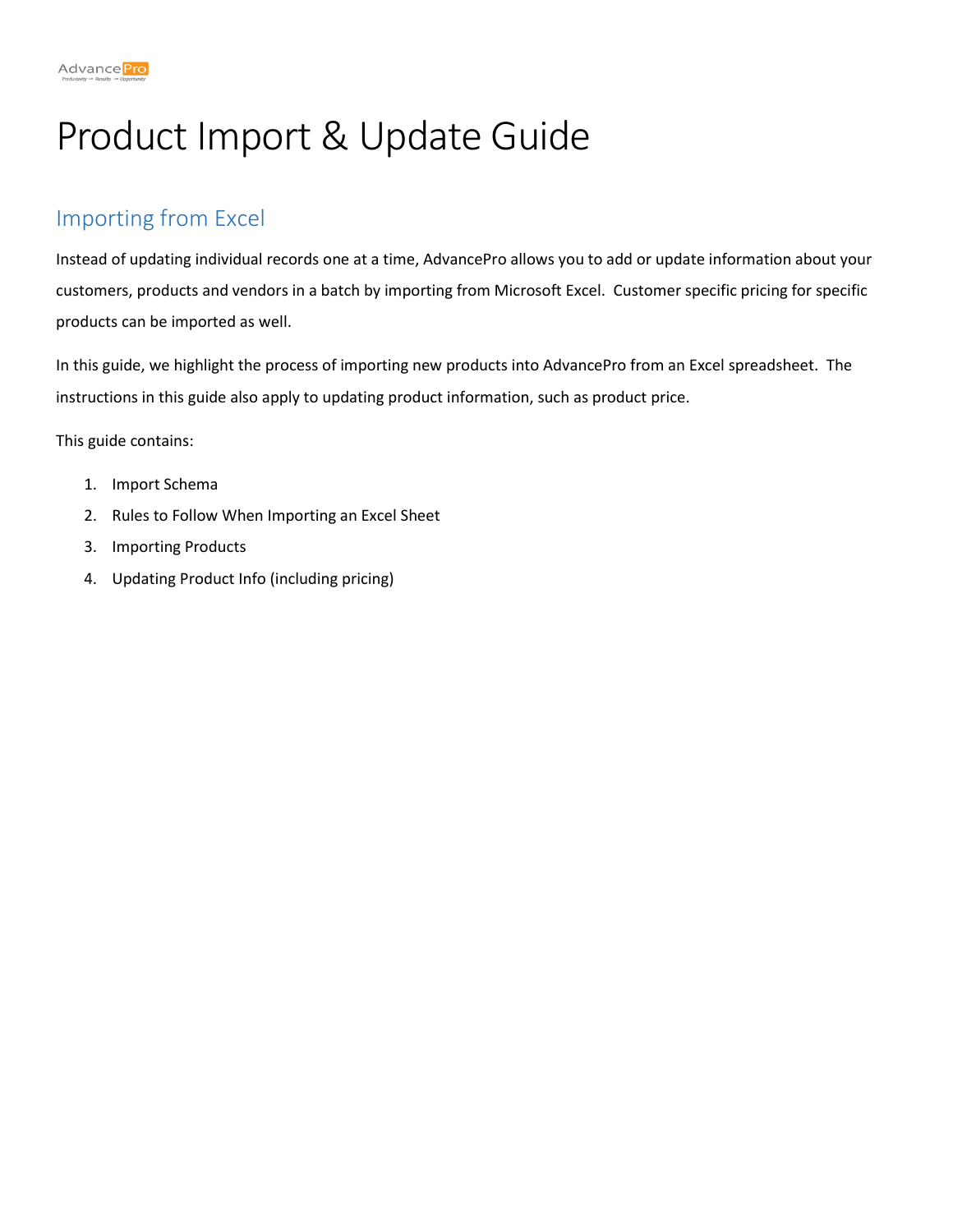# Product Import & Update Guide

## Importing from Excel

Instead of updating individual records one at a time, AdvancePro allows you to add or update information about your customers, products and vendors in a batch by importing from Microsoft Excel. Customer specific pricing for specific products can be imported as well.

In this guide, we highlight the process of importing new products into AdvancePro from an Excel spreadsheet. The instructions in this guide also apply to updating product information, such as product price.

This guide contains:

1. Import Schema
2. Rules to Follow When Importing an Excel Sheet
3. Importing Products
4. Updating Product Info (including pricing)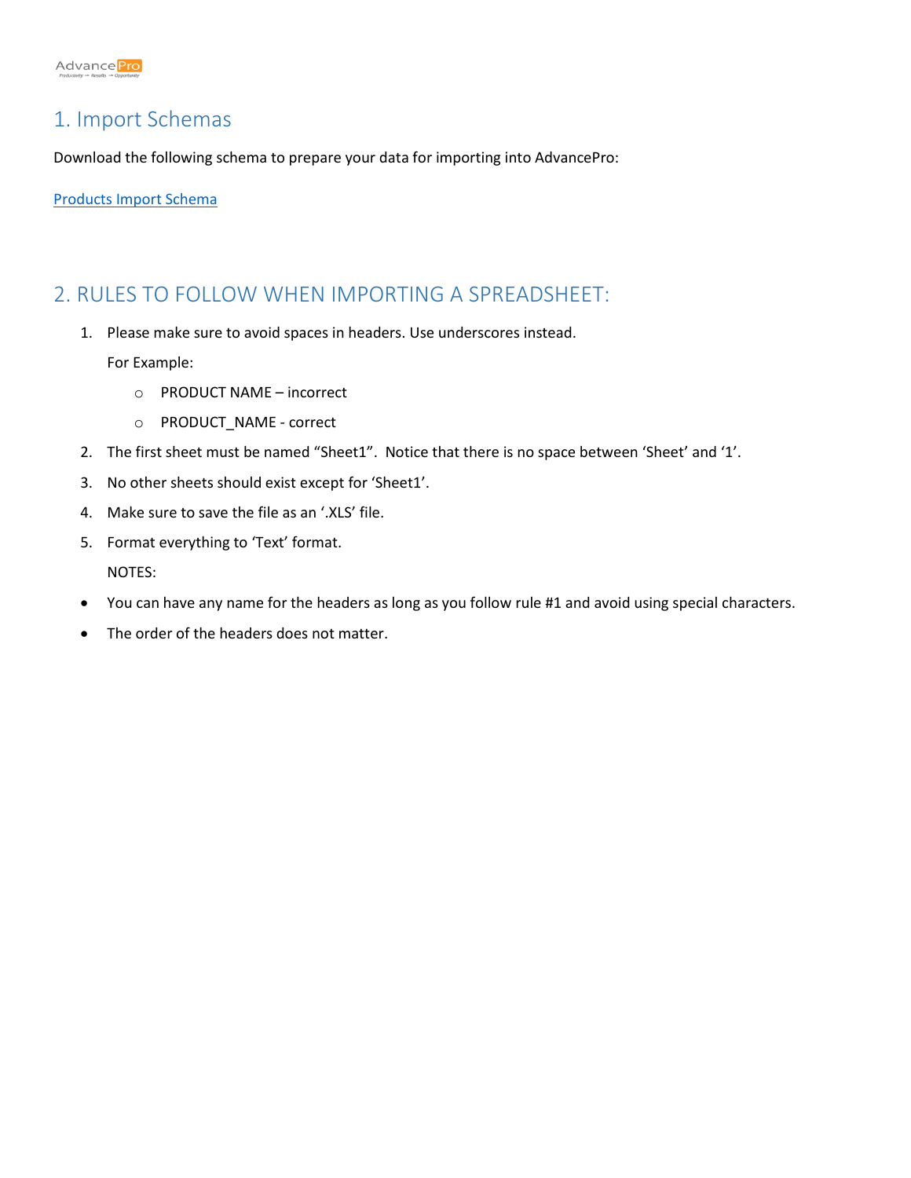## 1. Import Schemas

Download the following schema to prepare your data for importing into AdvancePro:

Products Import Schema

## 2. RULES TO FOLLOW WHEN IMPORTING A SPREADSHEET:

1. Please make sure to avoid spaces in headers. Use underscores instead.

   For Example:

   - PRODUCT NAME – incorrect
   - PRODUCT_NAME - correct

2. The first sheet must be named "Sheet1". Notice that there is no space between 'Sheet' and '1'.
3. No other sheets should exist except for 'Sheet1'.
4. Make sure to save the file as an '.XLS' file.
5. Format everything to 'Text' format.

   NOTES:

- You can have any name for the headers as long as you follow rule #1 and avoid using special characters.
- The order of the headers does not matter.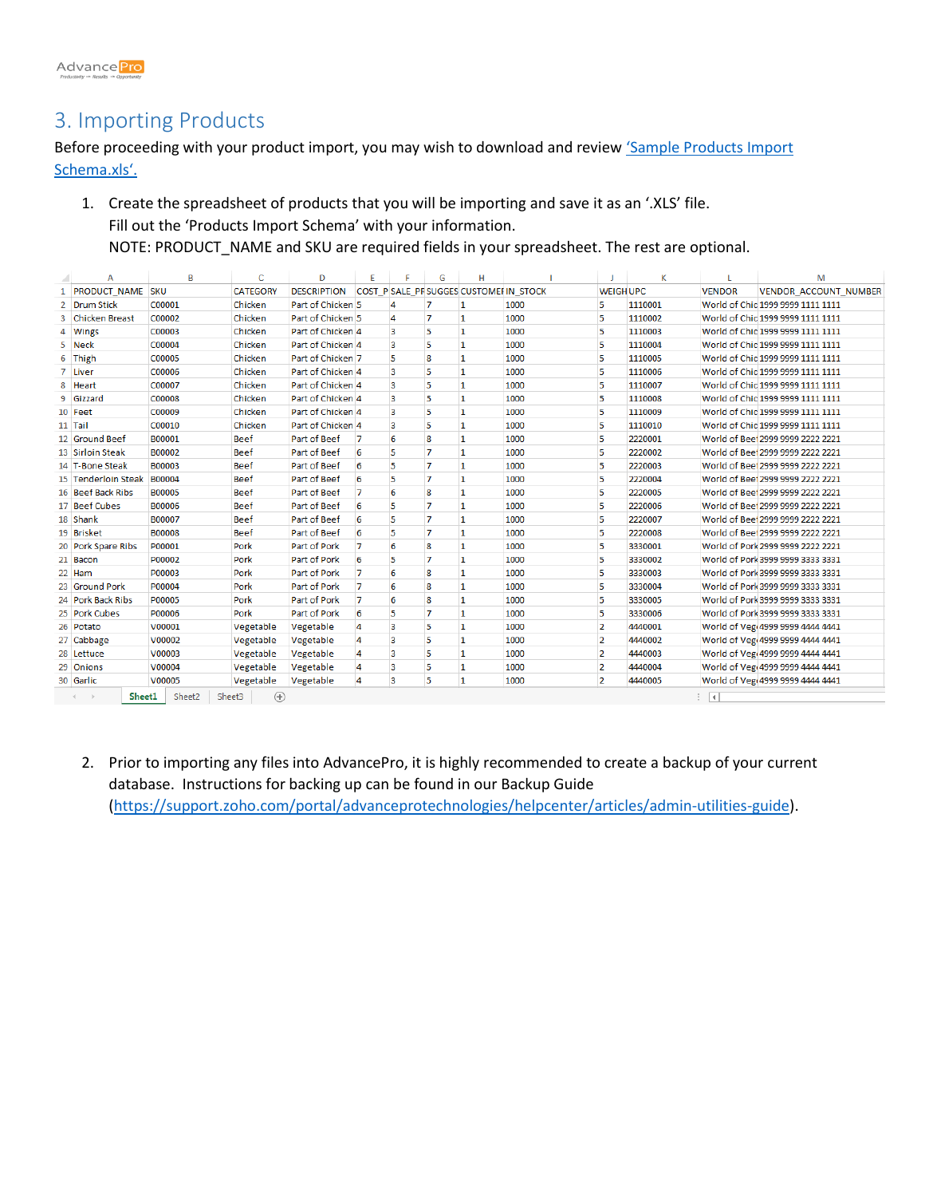# 3. Importing Products

Before proceeding with your product import, you may wish to download and review 'Sample Products Import Schema.xls'.

1. Create the spreadsheet of products that you will be importing and save it as an '.XLS' file.
   Fill out the 'Products Import Schema' with your information.
   NOTE: PRODUCT_NAME and SKU are required fields in your spreadsheet. The rest are optional.

| | A | B | C | D | E | F | G | H | I | J | K | L | M |
|---|---|---|---|---|---|---|---|---|---|---|---|---|---|
| 1 | PRODUCT_NAME | SKU | CATEGORY | DESCRIPTION | COST_P | SALE_PF | SUGGES | CUSTOMEI | IN_STOCK | WEIGH | UPC | VENDOR | VENDOR_ACCOUNT_NUMBER |
| 2 | Drum Stick | C00001 | Chicken | Part of Chicken | 5 | 4 | 7 | 1 | 1000 | 5 | 1110001 | World of Chic | 1999 9999 1111 1111 |
| 3 | Chicken Breast | C00002 | Chicken | Part of Chicken | 5 | 4 | 7 | 1 | 1000 | 5 | 1110002 | World of Chic | 1999 9999 1111 1111 |
| 4 | Wings | C00003 | Chicken | Part of Chicken | 4 | 3 | 5 | 1 | 1000 | 5 | 1110003 | World of Chic | 1999 9999 1111 1111 |
| 5 | Neck | C00004 | Chicken | Part of Chicken | 4 | 3 | 5 | 1 | 1000 | 5 | 1110004 | World of Chic | 1999 9999 1111 1111 |
| 6 | Thigh | C00005 | Chicken | Part of Chicken | 7 | 5 | 8 | 1 | 1000 | 5 | 1110005 | World of Chic | 1999 9999 1111 1111 |
| 7 | Liver | C00006 | Chicken | Part of Chicken | 4 | 3 | 5 | 1 | 1000 | 5 | 1110006 | World of Chic | 1999 9999 1111 1111 |
| 8 | Heart | C00007 | Chicken | Part of Chicken | 4 | 3 | 5 | 1 | 1000 | 5 | 1110007 | World of Chic | 1999 9999 1111 1111 |
| 9 | Gizzard | C00008 | Chicken | Part of Chicken | 4 | 3 | 5 | 1 | 1000 | 5 | 1110008 | World of Chic | 1999 9999 1111 1111 |
| 10 | Feet | C00009 | Chicken | Part of Chicken | 4 | 3 | 5 | 1 | 1000 | 5 | 1110009 | World of Chic | 1999 9999 1111 1111 |
| 11 | Tail | C00010 | Chicken | Part of Chicken | 4 | 3 | 5 | 1 | 1000 | 5 | 1110010 | World of Chic | 1999 9999 1111 1111 |
| 12 | Ground Beef | B00001 | Beef | Part of Beef | 7 | 6 | 8 | 1 | 1000 | 5 | 2220001 | World of Bee | 2999 9999 2222 2221 |
| 13 | Sirloin Steak | B00002 | Beef | Part of Beef | 6 | 5 | 7 | 1 | 1000 | 5 | 2220002 | World of Bee | 2999 9999 2222 2221 |
| 14 | T-Bone Steak | B00003 | Beef | Part of Beef | 6 | 5 | 7 | 1 | 1000 | 5 | 2220003 | World of Bee | 2999 9999 2222 2221 |
| 15 | Tenderloin Steak | B00004 | Beef | Part of Beef | 6 | 5 | 7 | 1 | 1000 | 5 | 2220004 | World of Bee | 2999 9999 2222 2221 |
| 16 | Beef Back Ribs | B00005 | Beef | Part of Beef | 7 | 6 | 8 | 1 | 1000 | 5 | 2220005 | World of Bee | 2999 9999 2222 2221 |
| 17 | Beef Cubes | B00006 | Beef | Part of Beef | 6 | 5 | 7 | 1 | 1000 | 5 | 2220006 | World of Bee | 2999 9999 2222 2221 |
| 18 | Shank | B00007 | Beef | Part of Beef | 6 | 5 | 7 | 1 | 1000 | 5 | 2220007 | World of Bee | 2999 9999 2222 2221 |
| 19 | Brisket | B00008 | Beef | Part of Beef | 6 | 5 | 7 | 1 | 1000 | 5 | 2220008 | World of Bee | 2999 9999 2222 2221 |
| 20 | Pork Spare Ribs | P00001 | Pork | Part of Pork | 7 | 6 | 8 | 1 | 1000 | 5 | 3330001 | World of Pork | 2999 9999 2222 2221 |
| 21 | Bacon | P00002 | Pork | Part of Pork | 6 | 5 | 7 | 1 | 1000 | 5 | 3330002 | World of Pork | 3999 9999 3333 3331 |
| 22 | Ham | P00003 | Pork | Part of Pork | 7 | 6 | 8 | 1 | 1000 | 5 | 3330003 | World of Pork | 3999 9999 3333 3331 |
| 23 | Ground Pork | P00004 | Pork | Part of Pork | 7 | 6 | 8 | 1 | 1000 | 5 | 3330004 | World of Pork | 3999 9999 3333 3331 |
| 24 | Pork Back Ribs | P00005 | Pork | Part of Pork | 7 | 6 | 8 | 1 | 1000 | 5 | 3330005 | World of Pork | 3999 9999 3333 3331 |
| 25 | Pork Cubes | P00006 | Pork | Part of Pork | 6 | 5 | 7 | 1 | 1000 | 5 | 3330006 | World of Pork | 3999 9999 3333 3331 |
| 26 | Potato | V00001 | Vegetable | Vegetable | 4 | 3 | 5 | 1 | 1000 | 2 | 4440001 | World of Veg | 4999 9999 4444 4441 |
| 27 | Cabbage | V00002 | Vegetable | Vegetable | 4 | 3 | 5 | 1 | 1000 | 2 | 4440002 | World of Veg | 4999 9999 4444 4441 |
| 28 | Lettuce | V00003 | Vegetable | Vegetable | 4 | 3 | 5 | 1 | 1000 | 2 | 4440003 | World of Veg | 4999 9999 4444 4441 |
| 29 | Onions | V00004 | Vegetable | Vegetable | 4 | 3 | 5 | 1 | 1000 | 2 | 4440004 | World of Veg | 4999 9999 4444 4441 |
| 30 | Garlic | V00005 | Vegetable | Vegetable | 4 | 3 | 5 | 1 | 1000 | 2 | 4440005 | World of Veg | 4999 9999 4444 4441 |

Sheet1 | Sheet2 | Sheet3

2. Prior to importing any files into AdvancePro, it is highly recommended to create a backup of your current database. Instructions for backing up can be found in our Backup Guide (https://support.zoho.com/portal/advanceprotechnologies/helpcenter/articles/admin-utilities-guide).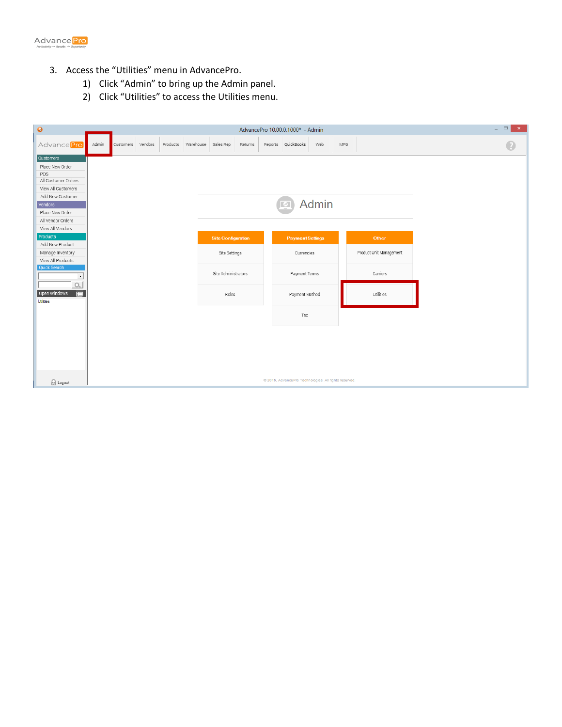3. Access the "Utilities" menu in AdvancePro.
    1) Click "Admin" to bring up the Admin panel.
    2) Click "Utilities" to access the Utilities menu.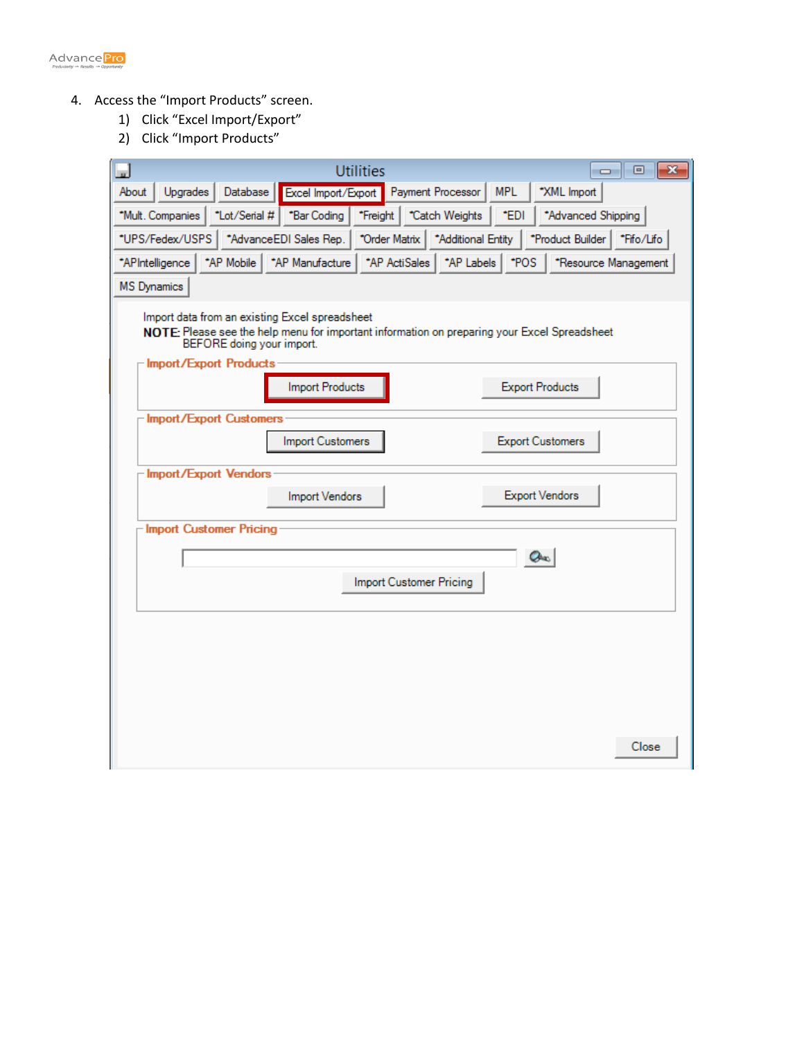4. Access the “Import Products” screen.
   1) Click “Excel Import/Export”
   2) Click “Import Products”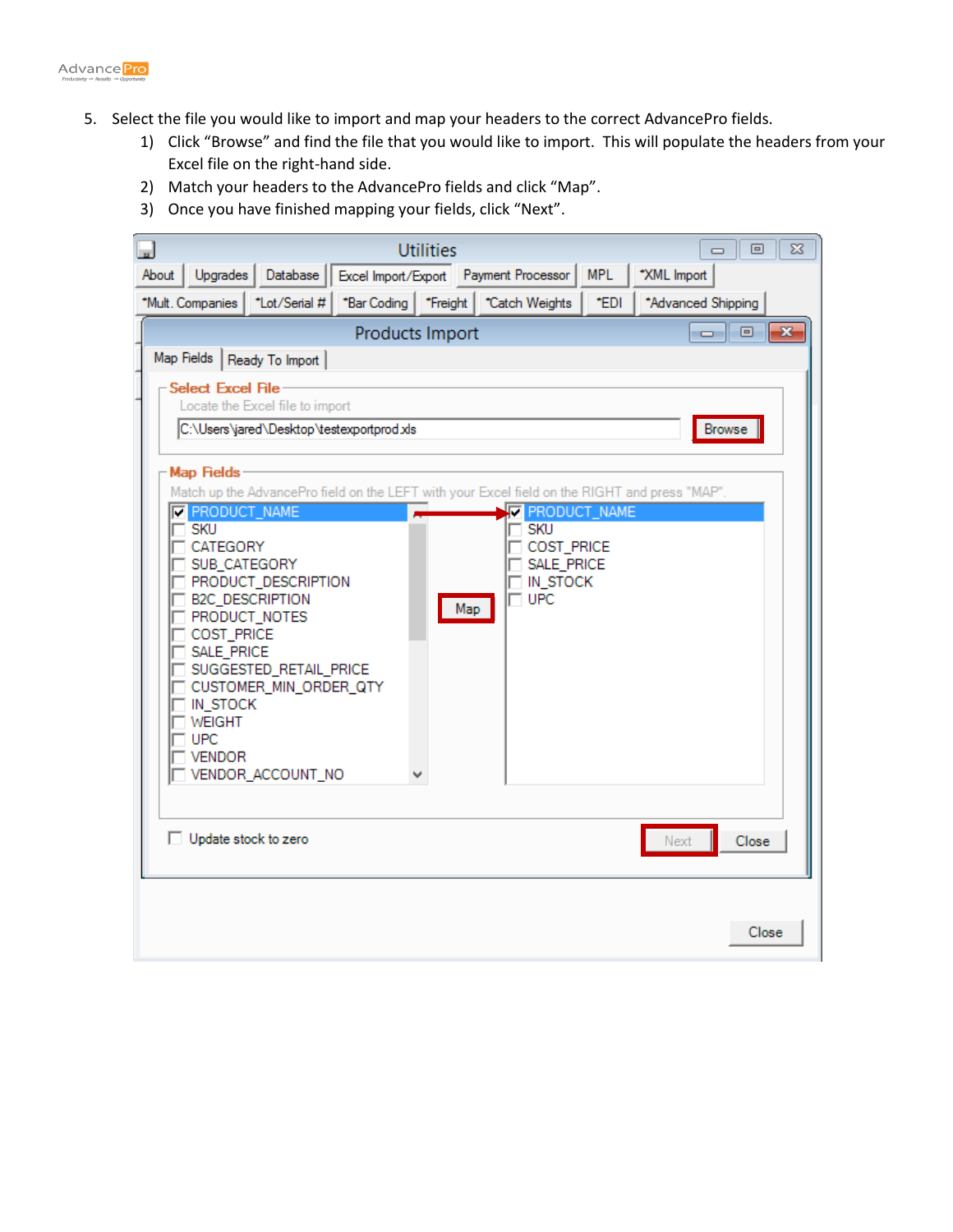5. Select the file you would like to import and map your headers to the correct AdvancePro fields.
   1) Click “Browse” and find the file that you would like to import. This will populate the headers from your Excel file on the right-hand side.
   2) Match your headers to the AdvancePro fields and click “Map”.
   3) Once you have finished mapping your fields, click “Next”.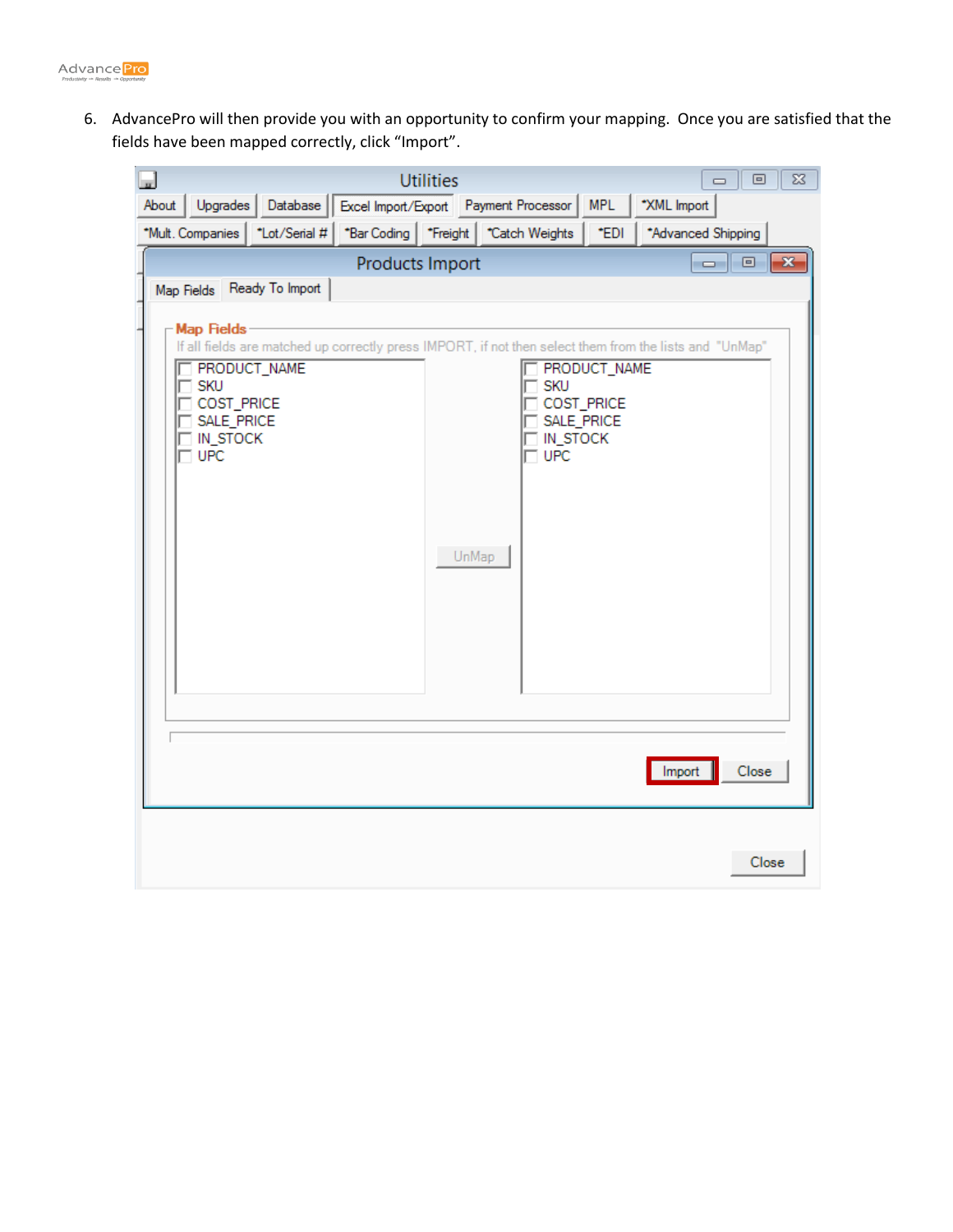6. AdvancePro will then provide you with an opportunity to confirm your mapping. Once you are satisfied that the fields have been mapped correctly, click “Import”.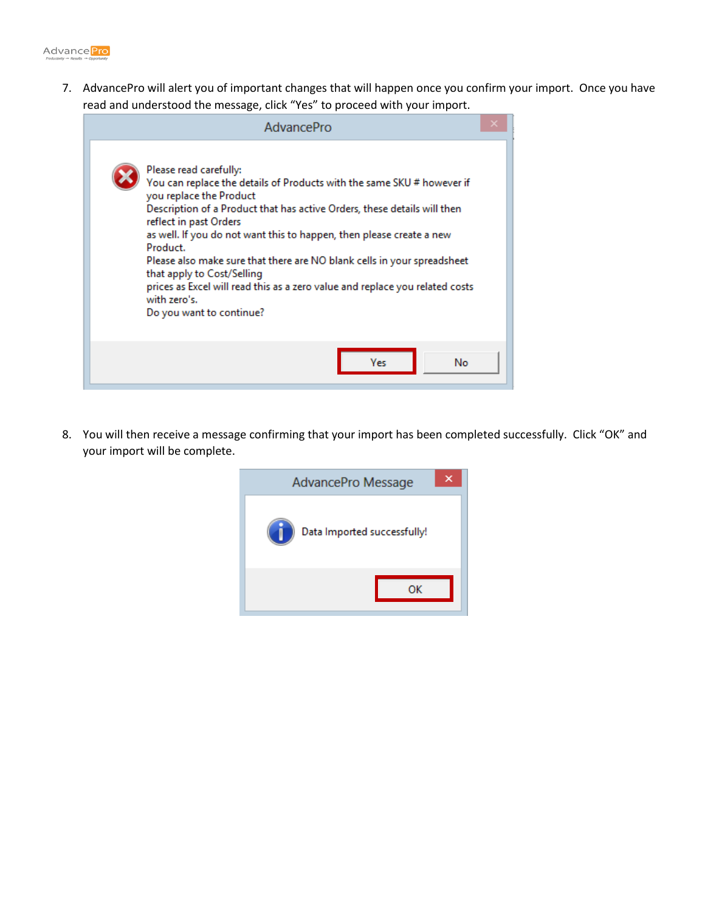7. AdvancePro will alert you of important changes that will happen once you confirm your import. Once you have read and understood the message, click “Yes” to proceed with your import.

   AdvancePro

   Please read carefully:
   You can replace the details of Products with the same SKU # however if you replace the Product Description of a Product that has active Orders, these details will then reflect in past Orders as well. If you do not want this to happen, then please create a new Product.
   Please also make sure that there are NO blank cells in your spreadsheet that apply to Cost/Selling prices as Excel will read this as a zero value and replace you related costs with zero's.
   Do you want to continue?

   Yes | No

8. You will then receive a message confirming that your import has been completed successfully. Click “OK” and your import will be complete.

   AdvancePro Message

   Data Imported successfully!

   OK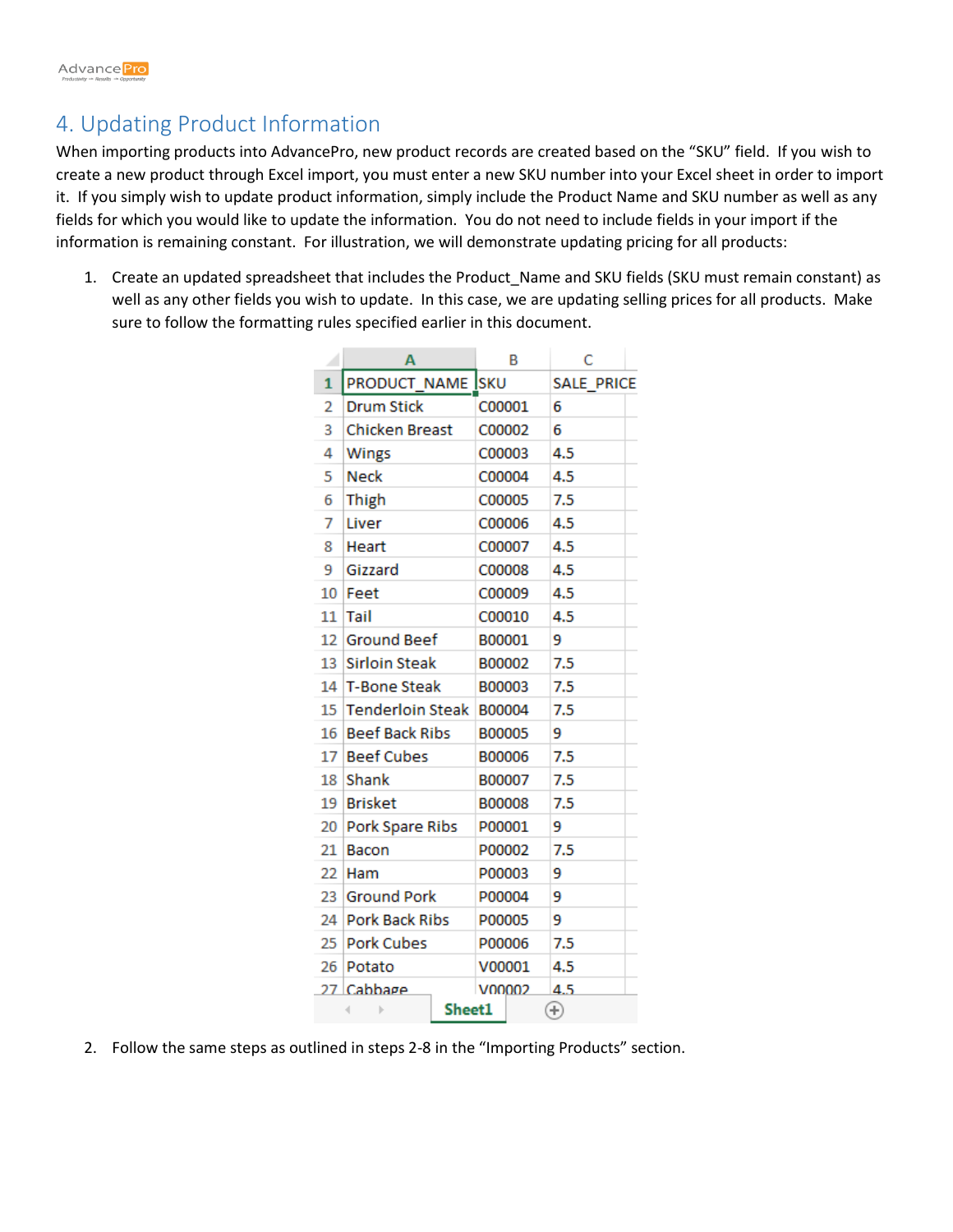## 4. Updating Product Information

When importing products into AdvancePro, new product records are created based on the "SKU" field. If you wish to create a new product through Excel import, you must enter a new SKU number into your Excel sheet in order to import it. If you simply wish to update product information, simply include the Product Name and SKU number as well as any fields for which you would like to update the information. You do not need to include fields in your import if the information is remaining constant. For illustration, we will demonstrate updating pricing for all products:

1. Create an updated spreadsheet that includes the Product_Name and SKU fields (SKU must remain constant) as well as any other fields you wish to update. In this case, we are updating selling prices for all products. Make sure to follow the formatting rules specified earlier in this document.

| | A | B | C |
|---|---|---|---|
| 1 | PRODUCT_NAME | SKU | SALE_PRICE |
| 2 | Drum Stick | C00001 | 6 |
| 3 | Chicken Breast | C00002 | 6 |
| 4 | Wings | C00003 | 4.5 |
| 5 | Neck | C00004 | 4.5 |
| 6 | Thigh | C00005 | 7.5 |
| 7 | Liver | C00006 | 4.5 |
| 8 | Heart | C00007 | 4.5 |
| 9 | Gizzard | C00008 | 4.5 |
| 10 | Feet | C00009 | 4.5 |
| 11 | Tail | C00010 | 4.5 |
| 12 | Ground Beef | B00001 | 9 |
| 13 | Sirloin Steak | B00002 | 7.5 |
| 14 | T-Bone Steak | B00003 | 7.5 |
| 15 | Tenderloin Steak | B00004 | 7.5 |
| 16 | Beef Back Ribs | B00005 | 9 |
| 17 | Beef Cubes | B00006 | 7.5 |
| 18 | Shank | B00007 | 7.5 |
| 19 | Brisket | B00008 | 7.5 |
| 20 | Pork Spare Ribs | P00001 | 9 |
| 21 | Bacon | P00002 | 7.5 |
| 22 | Ham | P00003 | 9 |
| 23 | Ground Pork | P00004 | 9 |
| 24 | Pork Back Ribs | P00005 | 9 |
| 25 | Pork Cubes | P00006 | 7.5 |
| 26 | Potato | V00001 | 4.5 |
| 27 | Cabbage | V00002 | 4.5 |

Sheet1

2. Follow the same steps as outlined in steps 2-8 in the "Importing Products" section.